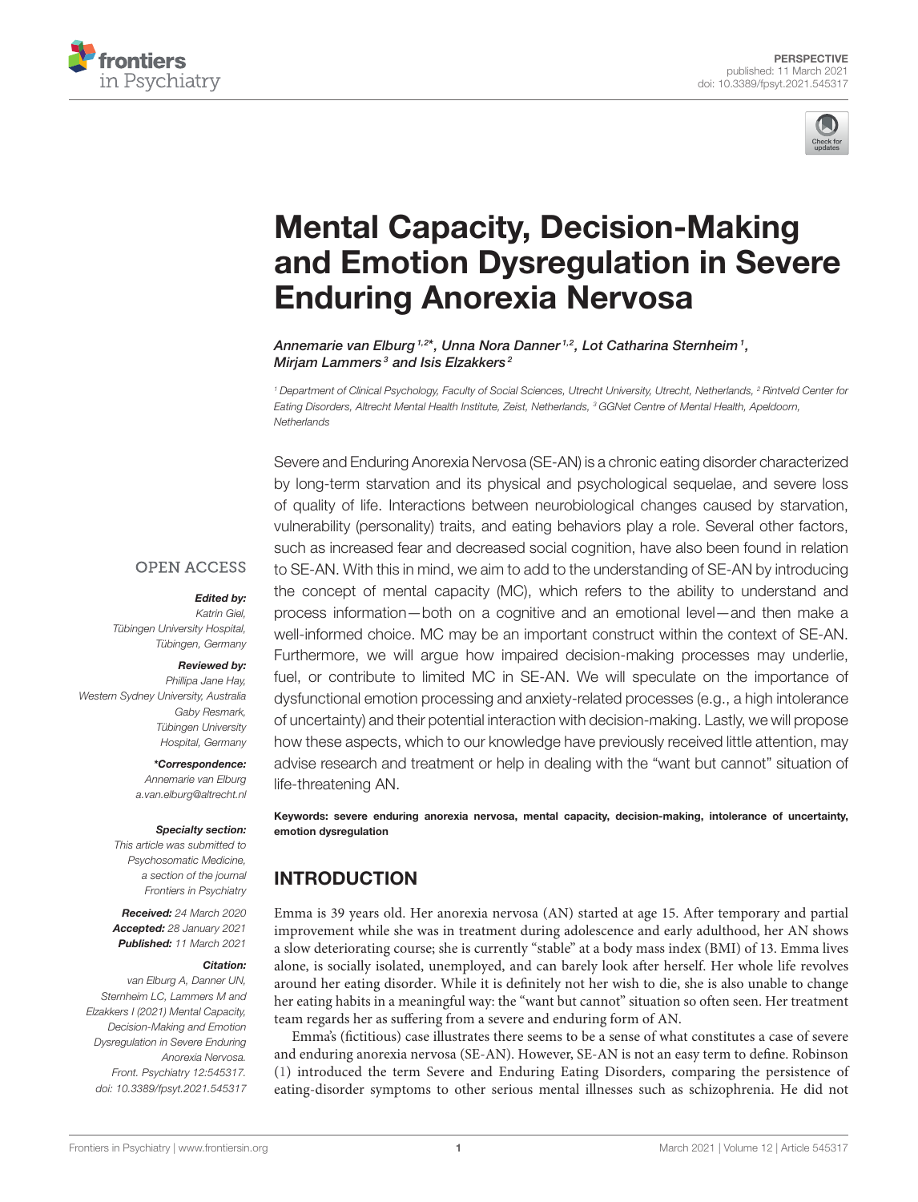PERSPECTIVE
published: 11 March 2021
doi: 10.3389/fpsyt.2021.545317

# Mental Capacity, Decision-Making and Emotion Dysregulation in Severe Enduring Anorexia Nervosa

*Annemarie van Elburg[1,2]*, Unna Nora Danner[1,2], Lot Catharina Sternheim[1], Mirjam Lammers[3] and Isis Elzakkers[2]*

[1] Department of Clinical Psychology, Faculty of Social Sciences, Utrecht University, Utrecht, Netherlands, [2] Rintveld Center for Eating Disorders, Altrecht Mental Health Institute, Zeist, Netherlands, [3] GGNet Centre of Mental Health, Apeldoorn, Netherlands

OPEN ACCESS

***Edited by:***
Katrin Giel,
Tübingen University Hospital,
Tübingen, Germany

***Reviewed by:***
Phillipa Jane Hay,
Western Sydney University, Australia
Gaby Resmark,
Tübingen University
Hospital, Germany

****Correspondence:***
Annemarie van Elburg
a.van.elburg@altrecht.nl

***Specialty section:***
This article was submitted to
Psychosomatic Medicine,
a section of the journal
Frontiers in Psychiatry

***Received:*** 24 March 2020
***Accepted:*** 28 January 2021
***Published:*** 11 March 2021

***Citation:***
van Elburg A, Danner UN,
Sternheim LC, Lammers M and
Elzakkers I (2021) Mental Capacity,
Decision-Making and Emotion
Dysregulation in Severe Enduring
Anorexia Nervosa.
Front. Psychiatry 12:545317.
doi: 10.3389/fpsyt.2021.545317

Severe and Enduring Anorexia Nervosa (SE-AN) is a chronic eating disorder characterized by long-term starvation and its physical and psychological sequelae, and severe loss of quality of life. Interactions between neurobiological changes caused by starvation, vulnerability (personality) traits, and eating behaviors play a role. Several other factors, such as increased fear and decreased social cognition, have also been found in relation to SE-AN. With this in mind, we aim to add to the understanding of SE-AN by introducing the concept of mental capacity (MC), which refers to the ability to understand and process information—both on a cognitive and an emotional level—and then make a well-informed choice. MC may be an important construct within the context of SE-AN. Furthermore, we will argue how impaired decision-making processes may underlie, fuel, or contribute to limited MC in SE-AN. We will speculate on the importance of dysfunctional emotion processing and anxiety-related processes (e.g., a high intolerance of uncertainty) and their potential interaction with decision-making. Lastly, we will propose how these aspects, which to our knowledge have previously received little attention, may advise research and treatment or help in dealing with the "want but cannot" situation of life-threatening AN.

**Keywords: severe enduring anorexia nervosa, mental capacity, decision-making, intolerance of uncertainty, emotion dysregulation**

## INTRODUCTION

Emma is 39 years old. Her anorexia nervosa (AN) started at age 15. After temporary and partial improvement while she was in treatment during adolescence and early adulthood, her AN shows a slow deteriorating course; she is currently "stable" at a body mass index (BMI) of 13. Emma lives alone, is socially isolated, unemployed, and can barely look after herself. Her whole life revolves around her eating disorder. While it is definitely not her wish to die, she is also unable to change her eating habits in a meaningful way: the "want but cannot" situation so often seen. Her treatment team regards her as suffering from a severe and enduring form of AN.

Emma's (fictitious) case illustrates there seems to be a sense of what constitutes a case of severe and enduring anorexia nervosa (SE-AN). However, SE-AN is not an easy term to define. Robinson (1) introduced the term Severe and Enduring Eating Disorders, comparing the persistence of eating-disorder symptoms to other serious mental illnesses such as schizophrenia. He did not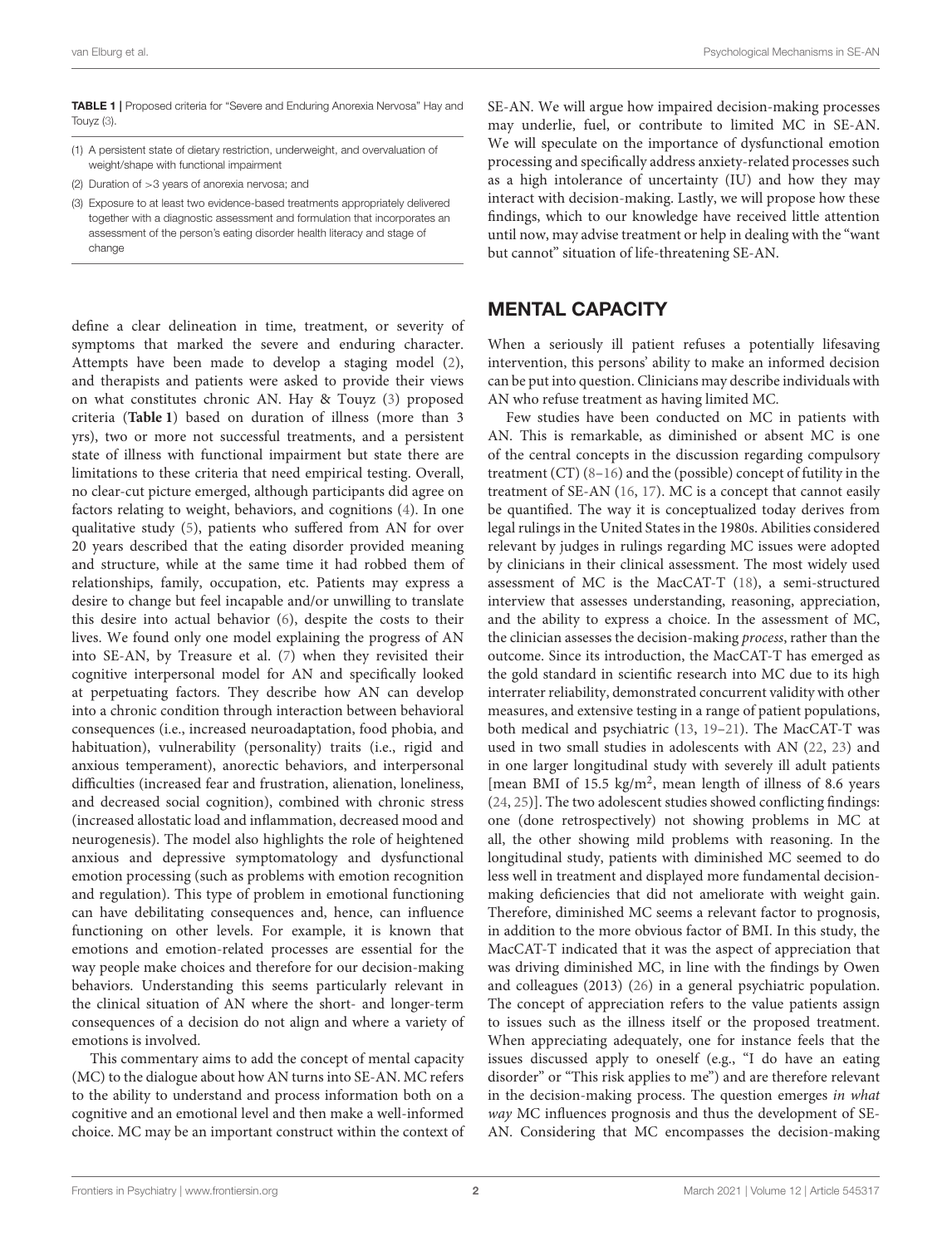**TABLE 1** | Proposed criteria for "Severe and Enduring Anorexia Nervosa" Hay and Touyz (3).

| |
|---|
| (1) A persistent state of dietary restriction, underweight, and overvaluation of weight/shape with functional impairment |
| (2) Duration of >3 years of anorexia nervosa; and |
| (3) Exposure to at least two evidence-based treatments appropriately delivered together with a diagnostic assessment and formulation that incorporates an assessment of the person's eating disorder health literacy and stage of change |

define a clear delineation in time, treatment, or severity of symptoms that marked the severe and enduring character. Attempts have been made to develop a staging model (2), and therapists and patients were asked to provide their views on what constitutes chronic AN. Hay & Touyz (3) proposed criteria (**Table 1**) based on duration of illness (more than 3 yrs), two or more not successful treatments, and a persistent state of illness with functional impairment but state there are limitations to these criteria that need empirical testing. Overall, no clear-cut picture emerged, although participants did agree on factors relating to weight, behaviors, and cognitions (4). In one qualitative study (5), patients who suffered from AN for over 20 years described that the eating disorder provided meaning and structure, while at the same time it had robbed them of relationships, family, occupation, etc. Patients may express a desire to change but feel incapable and/or unwilling to translate this desire into actual behavior (6), despite the costs to their lives. We found only one model explaining the progress of AN into SE-AN, by Treasure et al. (7) when they revisited their cognitive interpersonal model for AN and specifically looked at perpetuating factors. They describe how AN can develop into a chronic condition through interaction between behavioral consequences (i.e., increased neuroadaptation, food phobia, and habituation), vulnerability (personality) traits (i.e., rigid and anxious temperament), anorectic behaviors, and interpersonal difficulties (increased fear and frustration, alienation, loneliness, and decreased social cognition), combined with chronic stress (increased allostatic load and inflammation, decreased mood and neurogenesis). The model also highlights the role of heightened anxious and depressive symptomatology and dysfunctional emotion processing (such as problems with emotion recognition and regulation). This type of problem in emotional functioning can have debilitating consequences and, hence, can influence functioning on other levels. For example, it is known that emotions and emotion-related processes are essential for the way people make choices and therefore for our decision-making behaviors. Understanding this seems particularly relevant in the clinical situation of AN where the short- and longer-term consequences of a decision do not align and where a variety of emotions is involved.

This commentary aims to add the concept of mental capacity (MC) to the dialogue about how AN turns into SE-AN. MC refers to the ability to understand and process information both on a cognitive and an emotional level and then make a well-informed choice. MC may be an important construct within the context of SE-AN. We will argue how impaired decision-making processes may underlie, fuel, or contribute to limited MC in SE-AN. We will speculate on the importance of dysfunctional emotion processing and specifically address anxiety-related processes such as a high intolerance of uncertainty (IU) and how they may interact with decision-making. Lastly, we will propose how these findings, which to our knowledge have received little attention until now, may advise treatment or help in dealing with the "want but cannot" situation of life-threatening SE-AN.

## MENTAL CAPACITY

When a seriously ill patient refuses a potentially lifesaving intervention, this persons' ability to make an informed decision can be put into question. Clinicians may describe individuals with AN who refuse treatment as having limited MC.

Few studies have been conducted on MC in patients with AN. This is remarkable, as diminished or absent MC is one of the central concepts in the discussion regarding compulsory treatment (CT) (8–16) and the (possible) concept of futility in the treatment of SE-AN (16, 17). MC is a concept that cannot easily be quantified. The way it is conceptualized today derives from legal rulings in the United States in the 1980s. Abilities considered relevant by judges in rulings regarding MC issues were adopted by clinicians in their clinical assessment. The most widely used assessment of MC is the MacCAT-T (18), a semi-structured interview that assesses understanding, reasoning, appreciation, and the ability to express a choice. In the assessment of MC, the clinician assesses the decision-making *process*, rather than the outcome. Since its introduction, the MacCAT-T has emerged as the gold standard in scientific research into MC due to its high interrater reliability, demonstrated concurrent validity with other measures, and extensive testing in a range of patient populations, both medical and psychiatric (13, 19–21). The MacCAT-T was used in two small studies in adolescents with AN (22, 23) and in one larger longitudinal study with severely ill adult patients [mean BMI of 15.5 kg/m$^2$, mean length of illness of 8.6 years (24, 25)]. The two adolescent studies showed conflicting findings: one (done retrospectively) not showing problems in MC at all, the other showing mild problems with reasoning. In the longitudinal study, patients with diminished MC seemed to do less well in treatment and displayed more fundamental decision-making deficiencies that did not ameliorate with weight gain. Therefore, diminished MC seems a relevant factor to prognosis, in addition to the more obvious factor of BMI. In this study, the MacCAT-T indicated that it was the aspect of appreciation that was driving diminished MC, in line with the findings by Owen and colleagues (2013) (26) in a general psychiatric population. The concept of appreciation refers to the value patients assign to issues such as the illness itself or the proposed treatment. When appreciating adequately, one for instance feels that the issues discussed apply to oneself (e.g., "I do have an eating disorder" or "This risk applies to me") and are therefore relevant in the decision-making process. The question emerges *in what way* MC influences prognosis and thus the development of SE-AN. Considering that MC encompasses the decision-making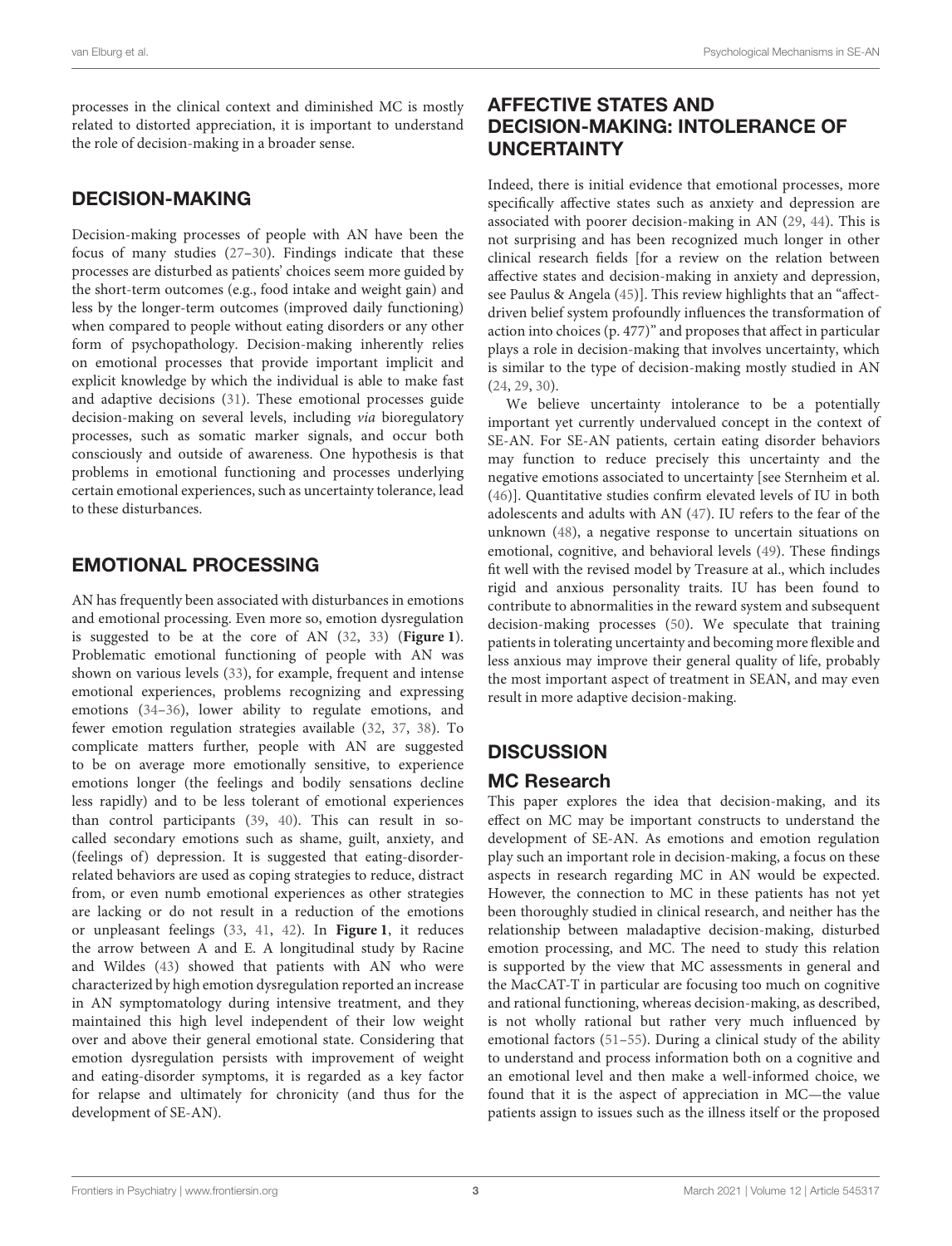processes in the clinical context and diminished MC is mostly related to distorted appreciation, it is important to understand the role of decision-making in a broader sense.

## DECISION-MAKING

Decision-making processes of people with AN have been the focus of many studies (27–30). Findings indicate that these processes are disturbed as patients' choices seem more guided by the short-term outcomes (e.g., food intake and weight gain) and less by the longer-term outcomes (improved daily functioning) when compared to people without eating disorders or any other form of psychopathology. Decision-making inherently relies on emotional processes that provide important implicit and explicit knowledge by which the individual is able to make fast and adaptive decisions (31). These emotional processes guide decision-making on several levels, including *via* bioregulatory processes, such as somatic marker signals, and occur both consciously and outside of awareness. One hypothesis is that problems in emotional functioning and processes underlying certain emotional experiences, such as uncertainty tolerance, lead to these disturbances.

## EMOTIONAL PROCESSING

AN has frequently been associated with disturbances in emotions and emotional processing. Even more so, emotion dysregulation is suggested to be at the core of AN (32, 33) (**Figure 1**). Problematic emotional functioning of people with AN was shown on various levels (33), for example, frequent and intense emotional experiences, problems recognizing and expressing emotions (34–36), lower ability to regulate emotions, and fewer emotion regulation strategies available (32, 37, 38). To complicate matters further, people with AN are suggested to be on average more emotionally sensitive, to experience emotions longer (the feelings and bodily sensations decline less rapidly) and to be less tolerant of emotional experiences than control participants (39, 40). This can result in so-called secondary emotions such as shame, guilt, anxiety, and (feelings of) depression. It is suggested that eating-disorder-related behaviors are used as coping strategies to reduce, distract from, or even numb emotional experiences as other strategies are lacking or do not result in a reduction of the emotions or unpleasant feelings (33, 41, 42). In **Figure 1**, it reduces the arrow between A and E. A longitudinal study by Racine and Wildes (43) showed that patients with AN who were characterized by high emotion dysregulation reported an increase in AN symptomatology during intensive treatment, and they maintained this high level independent of their low weight over and above their general emotional state. Considering that emotion dysregulation persists with improvement of weight and eating-disorder symptoms, it is regarded as a key factor for relapse and ultimately for chronicity (and thus for the development of SE-AN).

## AFFECTIVE STATES AND DECISION-MAKING: INTOLERANCE OF UNCERTAINTY

Indeed, there is initial evidence that emotional processes, more specifically affective states such as anxiety and depression are associated with poorer decision-making in AN (29, 44). This is not surprising and has been recognized much longer in other clinical research fields [for a review on the relation between affective states and decision-making in anxiety and depression, see Paulus & Angela (45)]. This review highlights that an "affect-driven belief system profoundly influences the transformation of action into choices (p. 477)" and proposes that affect in particular plays a role in decision-making that involves uncertainty, which is similar to the type of decision-making mostly studied in AN (24, 29, 30).

We believe uncertainty intolerance to be a potentially important yet currently undervalued concept in the context of SE-AN. For SE-AN patients, certain eating disorder behaviors may function to reduce precisely this uncertainty and the negative emotions associated to uncertainty [see Sternheim et al. (46)]. Quantitative studies confirm elevated levels of IU in both adolescents and adults with AN (47). IU refers to the fear of the unknown (48), a negative response to uncertain situations on emotional, cognitive, and behavioral levels (49). These findings fit well with the revised model by Treasure at al., which includes rigid and anxious personality traits. IU has been found to contribute to abnormalities in the reward system and subsequent decision-making processes (50). We speculate that training patients in tolerating uncertainty and becoming more flexible and less anxious may improve their general quality of life, probably the most important aspect of treatment in SEAN, and may even result in more adaptive decision-making.

## DISCUSSION

### MC Research

This paper explores the idea that decision-making, and its effect on MC may be important constructs to understand the development of SE-AN. As emotions and emotion regulation play such an important role in decision-making, a focus on these aspects in research regarding MC in AN would be expected. However, the connection to MC in these patients has not yet been thoroughly studied in clinical research, and neither has the relationship between maladaptive decision-making, disturbed emotion processing, and MC. The need to study this relation is supported by the view that MC assessments in general and the MacCAT-T in particular are focusing too much on cognitive and rational functioning, whereas decision-making, as described, is not wholly rational but rather very much influenced by emotional factors (51–55). During a clinical study of the ability to understand and process information both on a cognitive and an emotional level and then make a well-informed choice, we found that it is the aspect of appreciation in MC—the value patients assign to issues such as the illness itself or the proposed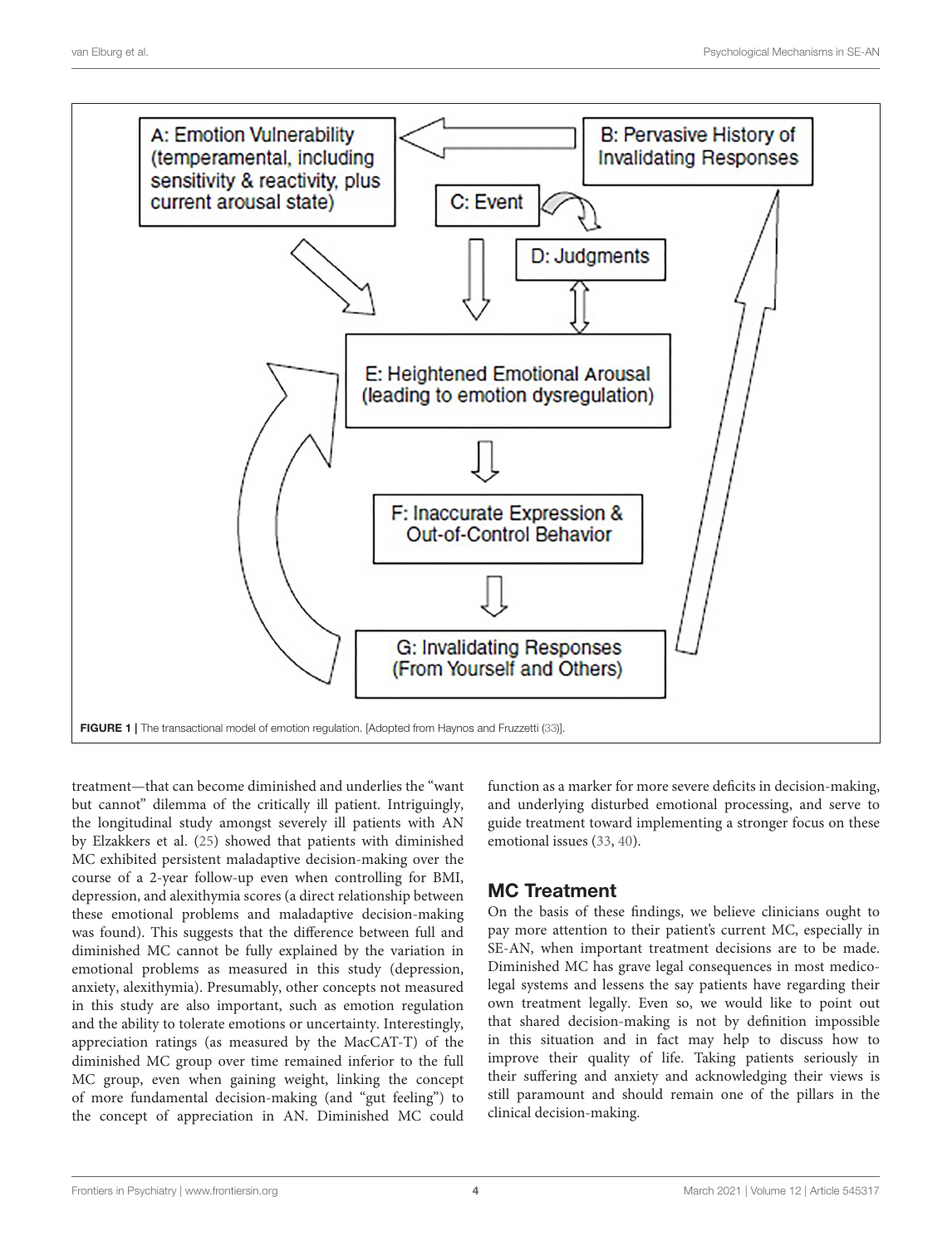A: Emotion Vulnerability (temperamental, including sensitivity & reactivity, plus current arousal state)

B: Pervasive History of Invalidating Responses

C: Event

D: Judgments

E: Heightened Emotional Arousal (leading to emotion dysregulation)

F: Inaccurate Expression & Out-of-Control Behavior

G: Invalidating Responses (From Yourself and Others)

**FIGURE 1** | The transactional model of emotion regulation. [Adopted from Haynos and Fruzzetti (33)].

treatment—that can become diminished and underlies the "want but cannot" dilemma of the critically ill patient. Intriguingly, the longitudinal study amongst severely ill patients with AN by Elzakkers et al. (25) showed that patients with diminished MC exhibited persistent maladaptive decision-making over the course of a 2-year follow-up even when controlling for BMI, depression, and alexithymia scores (a direct relationship between these emotional problems and maladaptive decision-making was found). This suggests that the difference between full and diminished MC cannot be fully explained by the variation in emotional problems as measured in this study (depression, anxiety, alexithymia). Presumably, other concepts not measured in this study are also important, such as emotion regulation and the ability to tolerate emotions or uncertainty. Interestingly, appreciation ratings (as measured by the MacCAT-T) of the diminished MC group over time remained inferior to the full MC group, even when gaining weight, linking the concept of more fundamental decision-making (and "gut feeling") to the concept of appreciation in AN. Diminished MC could function as a marker for more severe deficits in decision-making, and underlying disturbed emotional processing, and serve to guide treatment toward implementing a stronger focus on these emotional issues (33, 40).

## MC Treatment

On the basis of these findings, we believe clinicians ought to pay more attention to their patient's current MC, especially in SE-AN, when important treatment decisions are to be made. Diminished MC has grave legal consequences in most medico-legal systems and lessens the say patients have regarding their own treatment legally. Even so, we would like to point out that shared decision-making is not by definition impossible in this situation and in fact may help to discuss how to improve their quality of life. Taking patients seriously in their suffering and anxiety and acknowledging their views is still paramount and should remain one of the pillars in the clinical decision-making.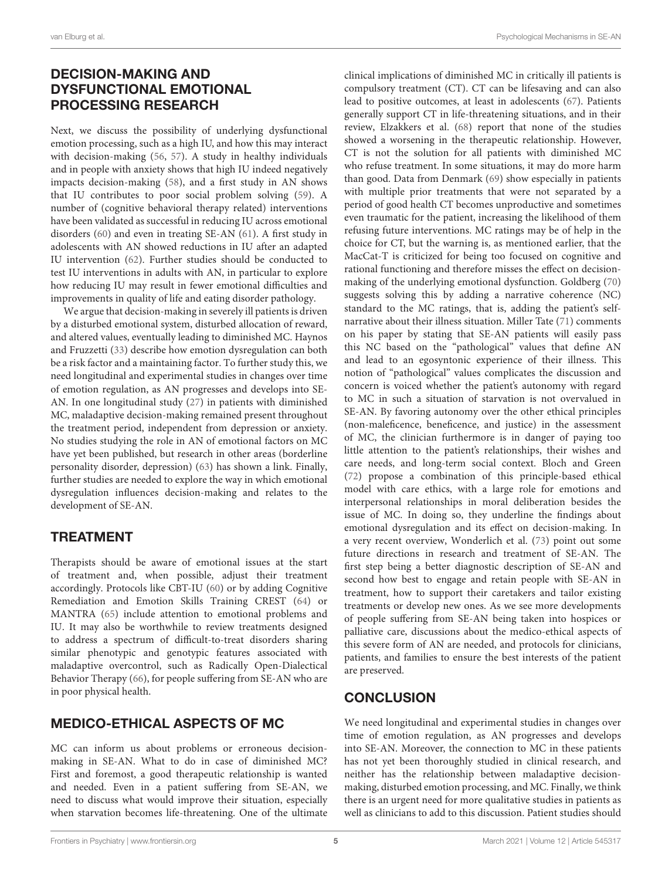## DECISION-MAKING AND DYSFUNCTIONAL EMOTIONAL PROCESSING RESEARCH

Next, we discuss the possibility of underlying dysfunctional emotion processing, such as a high IU, and how this may interact with decision-making (56, 57). A study in healthy individuals and in people with anxiety shows that high IU indeed negatively impacts decision-making (58), and a first study in AN shows that IU contributes to poor social problem solving (59). A number of (cognitive behavioral therapy related) interventions have been validated as successful in reducing IU across emotional disorders (60) and even in treating SE-AN (61). A first study in adolescents with AN showed reductions in IU after an adapted IU intervention (62). Further studies should be conducted to test IU interventions in adults with AN, in particular to explore how reducing IU may result in fewer emotional difficulties and improvements in quality of life and eating disorder pathology.

We argue that decision-making in severely ill patients is driven by a disturbed emotional system, disturbed allocation of reward, and altered values, eventually leading to diminished MC. Haynos and Fruzzetti (33) describe how emotion dysregulation can both be a risk factor and a maintaining factor. To further study this, we need longitudinal and experimental studies in changes over time of emotion regulation, as AN progresses and develops into SE-AN. In one longitudinal study (27) in patients with diminished MC, maladaptive decision-making remained present throughout the treatment period, independent from depression or anxiety. No studies studying the role in AN of emotional factors on MC have yet been published, but research in other areas (borderline personality disorder, depression) (63) has shown a link. Finally, further studies are needed to explore the way in which emotional dysregulation influences decision-making and relates to the development of SE-AN.

## TREATMENT

Therapists should be aware of emotional issues at the start of treatment and, when possible, adjust their treatment accordingly. Protocols like CBT-IU (60) or by adding Cognitive Remediation and Emotion Skills Training CREST (64) or MANTRA (65) include attention to emotional problems and IU. It may also be worthwhile to review treatments designed to address a spectrum of difficult-to-treat disorders sharing similar phenotypic and genotypic features associated with maladaptive overcontrol, such as Radically Open-Dialectical Behavior Therapy (66), for people suffering from SE-AN who are in poor physical health.

## MEDICO-ETHICAL ASPECTS OF MC

MC can inform us about problems or erroneous decision-making in SE-AN. What to do in case of diminished MC? First and foremost, a good therapeutic relationship is wanted and needed. Even in a patient suffering from SE-AN, we need to discuss what would improve their situation, especially when starvation becomes life-threatening. One of the ultimate clinical implications of diminished MC in critically ill patients is compulsory treatment (CT). CT can be lifesaving and can also lead to positive outcomes, at least in adolescents (67). Patients generally support CT in life-threatening situations, and in their review, Elzakkers et al. (68) report that none of the studies showed a worsening in the therapeutic relationship. However, CT is not the solution for all patients with diminished MC who refuse treatment. In some situations, it may do more harm than good. Data from Denmark (69) show especially in patients with multiple prior treatments that were not separated by a period of good health CT becomes unproductive and sometimes even traumatic for the patient, increasing the likelihood of them refusing future interventions. MC ratings may be of help in the choice for CT, but the warning is, as mentioned earlier, that the MacCat-T is criticized for being too focused on cognitive and rational functioning and therefore misses the effect on decision-making of the underlying emotional dysfunction. Goldberg (70) suggests solving this by adding a narrative coherence (NC) standard to the MC ratings, that is, adding the patient's self-narrative about their illness situation. Miller Tate (71) comments on his paper by stating that SE-AN patients will easily pass this NC based on the "pathological" values that define AN and lead to an egosyntonic experience of their illness. This notion of "pathological" values complicates the discussion and concern is voiced whether the patient's autonomy with regard to MC in such a situation of starvation is not overvalued in SE-AN. By favoring autonomy over the other ethical principles (non-maleficence, beneficence, and justice) in the assessment of MC, the clinician furthermore is in danger of paying too little attention to the patient's relationships, their wishes and care needs, and long-term social context. Bloch and Green (72) propose a combination of this principle-based ethical model with care ethics, with a large role for emotions and interpersonal relationships in moral deliberation besides the issue of MC. In doing so, they underline the findings about emotional dysregulation and its effect on decision-making. In a very recent overview, Wonderlich et al. (73) point out some future directions in research and treatment of SE-AN. The first step being a better diagnostic description of SE-AN and second how best to engage and retain people with SE-AN in treatment, how to support their caretakers and tailor existing treatments or develop new ones. As we see more developments of people suffering from SE-AN being taken into hospices or palliative care, discussions about the medico-ethical aspects of this severe form of AN are needed, and protocols for clinicians, patients, and families to ensure the best interests of the patient are preserved.

## CONCLUSION

We need longitudinal and experimental studies in changes over time of emotion regulation, as AN progresses and develops into SE-AN. Moreover, the connection to MC in these patients has not yet been thoroughly studied in clinical research, and neither has the relationship between maladaptive decision-making, disturbed emotion processing, and MC. Finally, we think there is an urgent need for more qualitative studies in patients as well as clinicians to add to this discussion. Patient studies should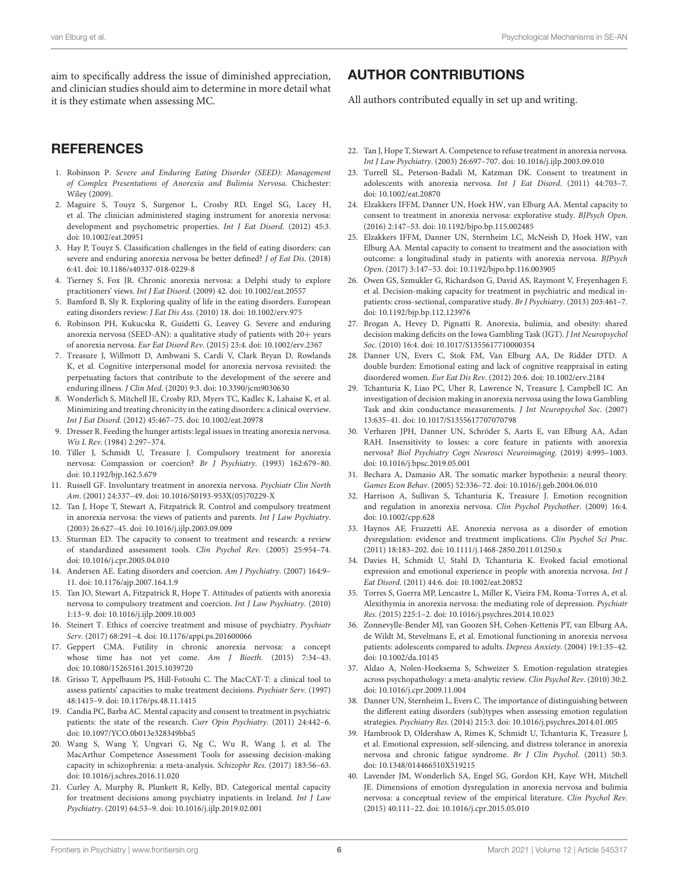aim to specifically address the issue of diminished appreciation, and clinician studies should aim to determine in more detail what it is they estimate when assessing MC.

## AUTHOR CONTRIBUTIONS

All authors contributed equally in set up and writing.

## REFERENCES

1. Robinson P. *Severe and Enduring Eating Disorder (SEED): Management of Complex Presentations of Anorexia and Bulimia Nervosa*. Chichester: Wiley (2009).
2. Maguire S, Touyz S, Surgenor L, Crosby RD, Engel SG, Lacey H, et al. The clinician administered staging instrument for anorexia nervosa: development and psychometric properties. *Int J Eat Disord*. (2012) 45:3. doi: 10.1002/eat.20951
3. Hay P, Touyz S. Classification challenges in the field of eating disorders: can severe and enduring anorexia nervosa be better defined? *J of Eat Dis*. (2018) 6:41. doi: 10.1186/s40337-018-0229-8
4. Tierney S, Fox JR. Chronic anorexia nervosa: a Delphi study to explore practitioners' views. *Int J Eat Disord*. (2009) 42. doi: 10.1002/eat.20557
5. Bamford B, Sly R. Exploring quality of life in the eating disorders. European eating disorders review: *J Eat Dis Ass*. (2010) 18. doi: 10.1002/erv.975
6. Robinson PH, Kukucska R, Guidetti G, Leavey G. Severe and enduring anorexia nervosa (SEED-AN): a qualitative study of patients with 20+ years of anorexia nervosa. *Eur Eat Disord Rev*. (2015) 23:4. doi: 10.1002/erv.2367
7. Treasure J, Willmott D, Ambwani S, Cardi V, Clark Bryan D, Rowlands K, et al. Cognitive interpersonal model for anorexia nervosa revisited: the perpetuating factors that contribute to the development of the severe and enduring illness. *J Clin Med*. (2020) 9:3. doi: 10.3390/jcm9030630
8. Wonderlich S, Mitchell JE, Crosby RD, Myers TC, Kadlec K, Lahaise K, et al. Minimizing and treating chronicity in the eating disorders: a clinical overview. *Int J Eat Disord*. (2012) 45:467–75. doi: 10.1002/eat.20978
9. Dresser R. Feeding the hunger artists: legal issues in treating anorexia nervosa. *Wis L Rev*. (1984) 2:297–374.
10. Tiller J, Schmidt U, Treasure J. Compulsory treatment for anorexia nervosa: Compassion or coercion? *Br J Psychiatry*. (1993) 162:679–80. doi: 10.1192/bjp.162.5.679
11. Russell GF. Involuntary treatment in anorexia nervosa. *Psychiatr Clin North Am*. (2001) 24:337–49. doi: 10.1016/S0193-953X(05)70229-X
12. Tan J, Hope T, Stewart A, Fitzpatrick R. Control and compulsory treatment in anorexia nervosa: the views of patients and parents. *Int J Law Psychiatry*. (2003) 26:627–45. doi: 10.1016/j.ijlp.2003.09.009
13. Sturman ED. The capacity to consent to treatment and research: a review of standardized assessment tools. *Clin Psychol Rev*. (2005) 25:954–74. doi: 10.1016/j.cpr.2005.04.010
14. Andersen AE. Eating disorders and coercion. *Am J Psychiatry*. (2007) 164:9–11. doi: 10.1176/ajp.2007.164.1.9
15. Tan JO, Stewart A, Fitzpatrick R, Hope T. Attitudes of patients with anorexia nervosa to compulsory treatment and coercion. *Int J Law Psychiatry*. (2010) 1:13–9. doi: 10.1016/j.ijlp.2009.10.003
16. Steinert T. Ethics of coercive treatment and misuse of psychiatry. *Psychiatr Serv*. (2017) 68:291–4. doi: 10.1176/appi.ps.201600066
17. Geppert CMA. Futility in chronic anorexia nervosa: a concept whose time has not yet come. *Am J Bioeth*. (2015) 7:34–43. doi: 10.1080/15265161.2015.1039720
18. Grisso T, Appelbaum PS, Hill-Fotouhi C. The MacCAT-T: a clinical tool to assess patients' capacities to make treatment decisions. *Psychiatr Serv*. (1997) 48:1415–9. doi: 10.1176/ps.48.11.1415
19. Candia PC, Barba AC. Mental capacity and consent to treatment in psychiatric patients: the state of the research. *Curr Opin Psychiatry*. (2011) 24:442–6. doi: 10.1097/YCO.0b013e328349bba5
20. Wang S, Wang Y, Ungvari G, Ng C, Wu R, Wang J, et al. The MacArthur Competence Assessment Tools for assessing decision-making capacity in schizophrenia: a meta-analysis. *Schizophr Res*. (2017) 183:56–63. doi: 10.1016/j.schres.2016.11.020
21. Curley A, Murphy R, Plunkett R, Kelly, BD. Categorical mental capacity for treatment decisions among psychiatry inpatients in Ireland. *Int J Law Psychiatry*. (2019) 64:53–9. doi: 10.1016/j.ijlp.2019.02.001
22. Tan J, Hope T, Stewart A. Competence to refuse treatment in anorexia nervosa. *Int J Law Psychiatry*. (2003) 26:697–707. doi: 10.1016/j.ijlp.2003.09.010
23. Turrell SL, Peterson-Badali M, Katzman DK. Consent to treatment in adolescents with anorexia nervosa. *Int J Eat Disord*. (2011) 44:703–7. doi: 10.1002/eat.20870
24. Elzakkers IFFM, Danner UN, Hoek HW, van Elburg AA. Mental capacity to consent to treatment in anorexia nervosa: explorative study. *BJPsych Open*. (2016) 2:147–53. doi: 10.1192/bjpo.bp.115.002485
25. Elzakkers IFFM, Danner UN, Sternheim LC, McNeish D, Hoek HW, van Elburg AA. Mental capacity to consent to treatment and the association with outcome: a longitudinal study in patients with anorexia nervosa. *BJPsych Open*. (2017) 3:147–53. doi: 10.1192/bjpo.bp.116.003905
26. Owen GS, Szmukler G, Richardson G, David AS, Raymont V, Freyenhagen F, et al. Decision-making capacity for treatment in psychiatric and medical in-patients: cross-sectional, comparative study. *Br J Psychiatry*. (2013) 203:461–7. doi: 10.1192/bjp.bp.112.123976
27. Brogan A, Hevey D, Pignatti R. Anorexia, bulimia, and obesity: shared decision making deficits on the Iowa Gambling Task (IGT). *J Int Neuropsychol Soc*. (2010) 16:4. doi: 10.1017/S1355617710000354
28. Danner UN, Evers C, Stok FM, Van Elburg AA, De Ridder DTD. A double burden: Emotional eating and lack of cognitive reappraisal in eating disordered women. *Eur Eat Dis Rev*. (2012) 20:6. doi: 10.1002/erv.2184
29. Tchanturia K, Liao PC, Uher R, Lawrence N, Treasure J, Campbell IC. An investigation of decision making in anorexia nervosa using the Iowa Gambling Task and skin conductance measurements. *J Int Neuropsychol Soc*. (2007) 13:635–41. doi: 10.1017/S1355617707070798
30. Verharen JPH, Danner UN, Schröder S, Aarts E, van Elburg AA, Adan RAH. Insensitivity to losses: a core feature in patients with anorexia nervosa? *Biol Psychiatry Cogn Neurosci Neuroimaging*. (2019) 4:995–1003. doi: 10.1016/j.bpsc.2019.05.001
31. Bechara A, Damasio AR. The somatic marker hypothesis: a neural theory. *Games Econ Behav*. (2005) 52:336–72. doi: 10.1016/j.geb.2004.06.010
32. Harrison A, Sullivan S, Tchanturia K, Treasure J. Emotion recognition and regulation in anorexia nervosa. *Clin Psychol Psychother*. (2009) 16:4. doi: 10.1002/cpp.628
33. Haynos AF, Fruzzetti AE. Anorexia nervosa as a disorder of emotion dysregulation: evidence and treatment implications. *Clin Psychol Sci Prac*. (2011) 18:183–202. doi: 10.1111/j.1468-2850.2011.01250.x
34. Davies H, Schmidt U, Stahl D, Tchanturia K. Evoked facial emotional expression and emotional experience in people with anorexia nervosa. *Int J Eat Disord*. (2011) 44:6. doi: 10.1002/eat.20852
35. Torres S, Guerra MP, Lencastre L, Miller K, Vieira FM, Roma-Torres A, et al. Alexithymia in anorexia nervosa: the mediating role of depression. *Psychiatr Res*. (2015) 225:1–2. doi: 10.1016/j.psychres.2014.10.023
36. Zonnevylle-Bender MJ, van Goozen SH, Cohen-Kettenis PT, van Elburg AA, de Wildt M, Stevelmans E, et al. Emotional functioning in anorexia nervosa patients: adolescents compared to adults. *Depress Anxiety*. (2004) 19:1:35–42. doi: 10.1002/da.10145
37. Aldao A, Nolen-Hoeksema S, Schweizer S. Emotion-regulation strategies across psychopathology: a meta-analytic review. *Clin Psychol Rev*. (2010) 30:2. doi: 10.1016/j.cpr.2009.11.004
38. Danner UN, Sternheim L, Evers C. The importance of distinguishing between the different eating disorders (sub)types when assessing emotion regulation strategies. *Psychiatry Res*. (2014) 215:3. doi: 10.1016/j.psychres.2014.01.005
39. Hambrook D, Oldershaw A, Rimes K, Schmidt U, Tchanturia K, Treasure J, et al. Emotional expression, self-silencing, and distress tolerance in anorexia nervosa and chronic fatigue syndrome. *Br J Clin Psychol*. (2011) 50:3. doi: 10.1348/014466510X519215
40. Lavender JM, Wonderlich SA, Engel SG, Gordon KH, Kaye WH, Mitchell JE. Dimensions of emotion dysregulation in anorexia nervosa and bulimia nervosa: a conceptual review of the empirical literature. *Clin Psychol Rev*. (2015) 40:111–22. doi: 10.1016/j.cpr.2015.05.010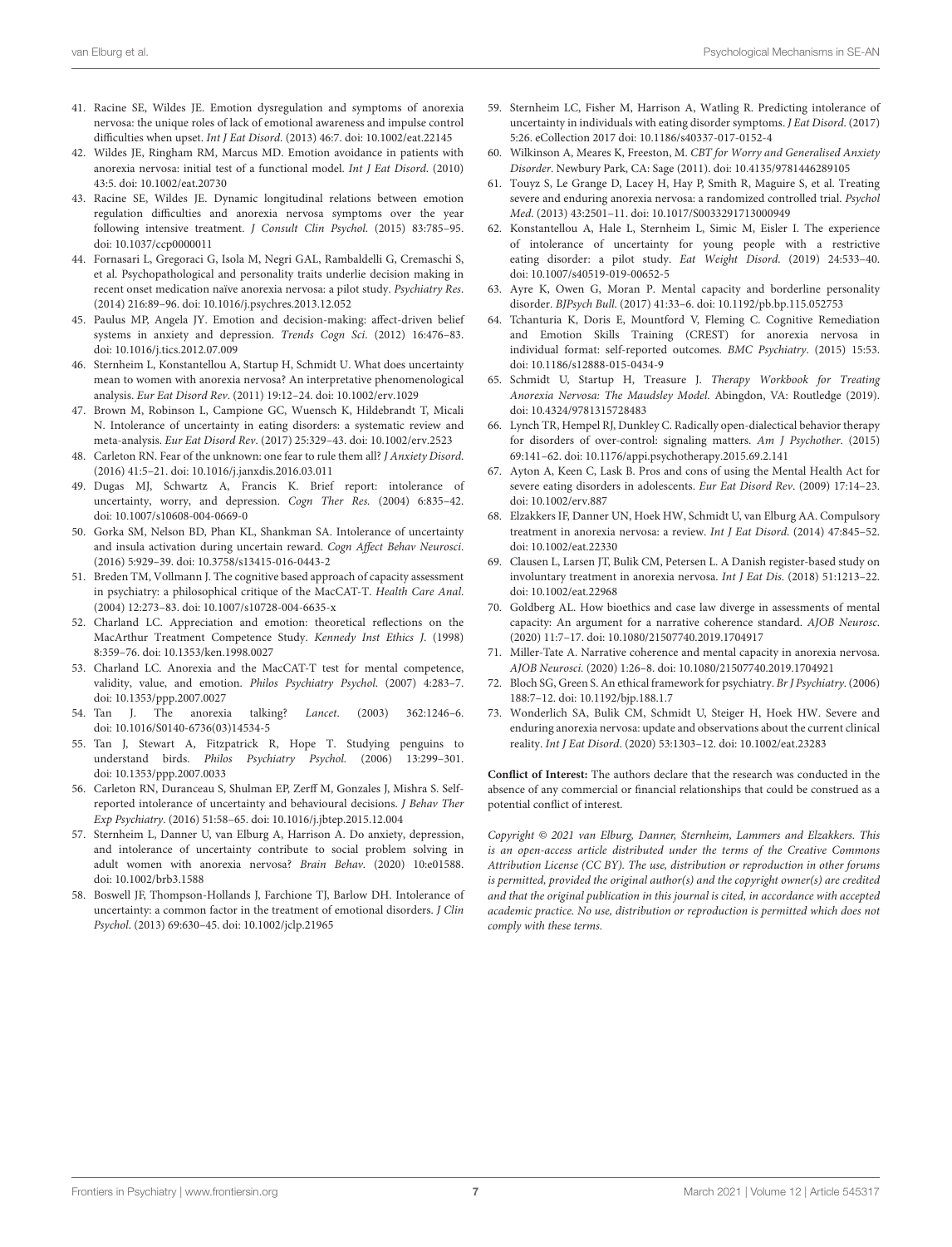41. Racine SE, Wildes JE. Emotion dysregulation and symptoms of anorexia nervosa: the unique roles of lack of emotional awareness and impulse control difficulties when upset. *Int J Eat Disord*. (2013) 46:7. doi: 10.1002/eat.22145
42. Wildes JE, Ringham RM, Marcus MD. Emotion avoidance in patients with anorexia nervosa: initial test of a functional model. *Int J Eat Disord*. (2010) 43:5. doi: 10.1002/eat.20730
43. Racine SE, Wildes JE. Dynamic longitudinal relations between emotion regulation difficulties and anorexia nervosa symptoms over the year following intensive treatment. *J Consult Clin Psychol*. (2015) 83:785–95. doi: 10.1037/ccp0000011
44. Fornasari L, Gregoraci G, Isola M, Negri GAL, Rambaldelli G, Cremaschi S, et al. Psychopathological and personality traits underlie decision making in recent onset medication naïve anorexia nervosa: a pilot study. *Psychiatry Res*. (2014) 216:89–96. doi: 10.1016/j.psychres.2013.12.052
45. Paulus MP, Angela JY. Emotion and decision-making: affect-driven belief systems in anxiety and depression. *Trends Cogn Sci*. (2012) 16:476–83. doi: 10.1016/j.tics.2012.07.009
46. Sternheim L, Konstantellou A, Startup H, Schmidt U. What does uncertainty mean to women with anorexia nervosa? An interpretative phenomenological analysis. *Eur Eat Disord Rev*. (2011) 19:12–24. doi: 10.1002/erv.1029
47. Brown M, Robinson L, Campione GC, Wuensch K, Hildebrandt T, Micali N. Intolerance of uncertainty in eating disorders: a systematic review and meta-analysis. *Eur Eat Disord Rev*. (2017) 25:329–43. doi: 10.1002/erv.2523
48. Carleton RN. Fear of the unknown: one fear to rule them all? *J Anxiety Disord*. (2016) 41:5–21. doi: 10.1016/j.janxdis.2016.03.011
49. Dugas MJ, Schwartz A, Francis K. Brief report: intolerance of uncertainty, worry, and depression. *Cogn Ther Res*. (2004) 6:835–42. doi: 10.1007/s10608-004-0669-0
50. Gorka SM, Nelson BD, Phan KL, Shankman SA. Intolerance of uncertainty and insula activation during uncertain reward. *Cogn Affect Behav Neurosci*. (2016) 5:929–39. doi: 10.3758/s13415-016-0443-2
51. Breden TM, Vollmann J. The cognitive based approach of capacity assessment in psychiatry: a philosophical critique of the MacCAT-T. *Health Care Anal*. (2004) 12:273–83. doi: 10.1007/s10728-004-6635-x
52. Charland LC. Appreciation and emotion: theoretical reflections on the MacArthur Treatment Competence Study. *Kennedy Inst Ethics J*. (1998) 8:359–76. doi: 10.1353/ken.1998.0027
53. Charland LC. Anorexia and the MacCAT-T test for mental competence, validity, value, and emotion. *Philos Psychiatry Psychol*. (2007) 4:283–7. doi: 10.1353/ppp.2007.0027
54. Tan J. The anorexia talking? *Lancet*. (2003) 362:1246–6. doi: 10.1016/S0140-6736(03)14534-5
55. Tan J, Stewart A, Fitzpatrick R, Hope T. Studying penguins to understand birds. *Philos Psychiatry Psychol*. (2006) 13:299–301. doi: 10.1353/ppp.2007.0033
56. Carleton RN, Duranceau S, Shulman EP, Zerff M, Gonzales J, Mishra S. Self-reported intolerance of uncertainty and behavioural decisions. *J Behav Ther Exp Psychiatry*. (2016) 51:58–65. doi: 10.1016/j.jbtep.2015.12.004
57. Sternheim L, Danner U, van Elburg A, Harrison A. Do anxiety, depression, and intolerance of uncertainty contribute to social problem solving in adult women with anorexia nervosa? *Brain Behav*. (2020) 10:e01588. doi: 10.1002/brb3.1588
58. Boswell JF, Thompson-Hollands J, Farchione TJ, Barlow DH. Intolerance of uncertainty: a common factor in the treatment of emotional disorders. *J Clin Psychol*. (2013) 69:630–45. doi: 10.1002/jclp.21965
59. Sternheim LC, Fisher M, Harrison A, Watling R. Predicting intolerance of uncertainty in individuals with eating disorder symptoms. *J Eat Disord*. (2017) 5:26. eCollection 2017 doi: 10.1186/s40337-017-0152-4
60. Wilkinson A, Meares K, Freeston, M. *CBT for Worry and Generalised Anxiety Disorder*. Newbury Park, CA: Sage (2011). doi: 10.4135/9781446289105
61. Touyz S, Le Grange D, Lacey H, Hay P, Smith R, Maguire S, et al. Treating severe and enduring anorexia nervosa: a randomized controlled trial. *Psychol Med*. (2013) 43:2501–11. doi: 10.1017/S0033291713000949
62. Konstantellou A, Hale L, Sternheim L, Simic M, Eisler I. The experience of intolerance of uncertainty for young people with a restrictive eating disorder: a pilot study. *Eat Weight Disord*. (2019) 24:533–40. doi: 10.1007/s40519-019-00652-5
63. Ayre K, Owen G, Moran P. Mental capacity and borderline personality disorder. *BJPsych Bull*. (2017) 41:33–6. doi: 10.1192/pb.bp.115.052753
64. Tchanturia K, Doris E, Mountford V, Fleming C. Cognitive Remediation and Emotion Skills Training (CREST) for anorexia nervosa in individual format: self-reported outcomes. *BMC Psychiatry*. (2015) 15:53. doi: 10.1186/s12888-015-0434-9
65. Schmidt U, Startup H, Treasure J. *Therapy Workbook for Treating Anorexia Nervosa: The Maudsley Model*. Abingdon, VA: Routledge (2019). doi: 10.4324/9781315728483
66. Lynch TR, Hempel RJ, Dunkley C. Radically open-dialectical behavior therapy for disorders of over-control: signaling matters. *Am J Psychother*. (2015) 69:141–62. doi: 10.1176/appi.psychotherapy.2015.69.2.141
67. Ayton A, Keen C, Lask B. Pros and cons of using the Mental Health Act for severe eating disorders in adolescents. *Eur Eat Disord Rev*. (2009) 17:14–23. doi: 10.1002/erv.887
68. Elzakkers IF, Danner UN, Hoek HW, Schmidt U, van Elburg AA. Compulsory treatment in anorexia nervosa: a review. *Int J Eat Disord*. (2014) 47:845–52. doi: 10.1002/eat.22330
69. Clausen L, Larsen JT, Bulik CM, Petersen L. A Danish register-based study on involuntary treatment in anorexia nervosa. *Int J Eat Dis*. (2018) 51:1213–22. doi: 10.1002/eat.22968
70. Goldberg AL. How bioethics and case law diverge in assessments of mental capacity: An argument for a narrative coherence standard. *AJOB Neurosc*. (2020) 11:7–17. doi: 10.1080/21507740.2019.1704917
71. Miller-Tate A. Narrative coherence and mental capacity in anorexia nervosa. *AJOB Neurosci*. (2020) 1:26–8. doi: 10.1080/21507740.2019.1704921
72. Bloch SG, Green S. An ethical framework for psychiatry. *Br J Psychiatry*. (2006) 188:7–12. doi: 10.1192/bjp.188.1.7
73. Wonderlich SA, Bulik CM, Schmidt U, Steiger H, Hoek HW. Severe and enduring anorexia nervosa: update and observations about the current clinical reality. *Int J Eat Disord*. (2020) 53:1303–12. doi: 10.1002/eat.23283

**Conflict of Interest:** The authors declare that the research was conducted in the absence of any commercial or financial relationships that could be construed as a potential conflict of interest.

*Copyright © 2021 van Elburg, Danner, Sternheim, Lammers and Elzakkers. This is an open-access article distributed under the terms of the Creative Commons Attribution License (CC BY). The use, distribution or reproduction in other forums is permitted, provided the original author(s) and the copyright owner(s) are credited and that the original publication in this journal is cited, in accordance with accepted academic practice. No use, distribution or reproduction is permitted which does not comply with these terms.*